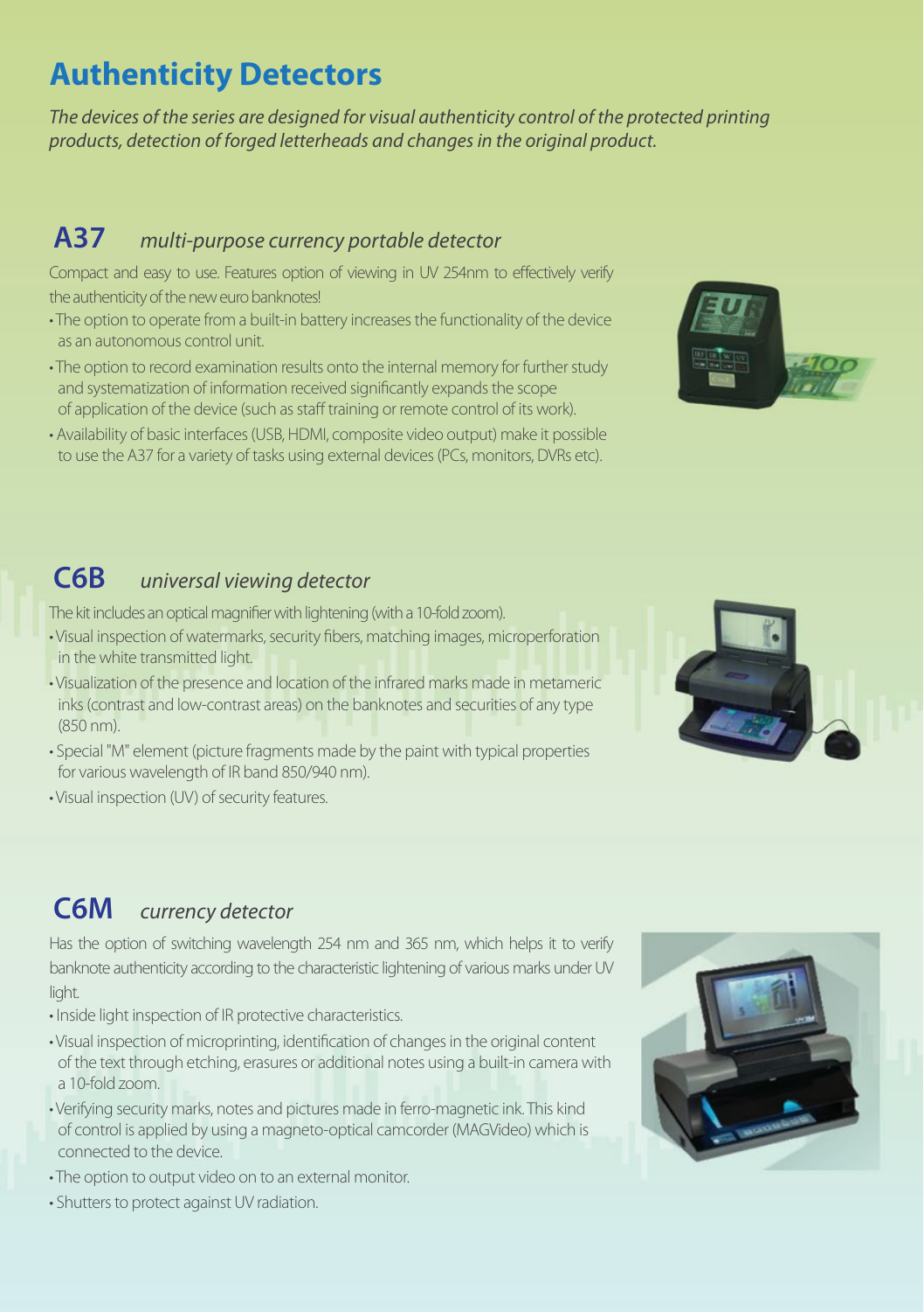# Authenticity Detectors

*The devices of the series are designed for visual authenticity control of the protected printing products, detection of forged letterheads and changes in the original product.*

## A37 *multi-purpose currency portable detector*

Compact and easy to use. Features option of viewing in UV 254nm to effectively verify the authenticity of the new euro banknotes!

- The option to operate from a built-in battery increases the functionality of the device as an autonomous control unit.
- The option to record examination results onto the internal memory for further study and systematization of information received significantly expands the scope of application of the device (such as staff training or remote control of its work).
- Availability of basic interfaces (USB, HDMI, composite video output) make it possible to use the A37 for a variety of tasks using external devices (PCs, monitors, DVRs etc).

## C6B *universal viewing detector*

The kit includes an optical magnifier with lightening (with a 10-fold zoom).

- Visual inspection of watermarks, security fibers, matching images, microperforation in the white transmitted light.
- Visualization of the presence and location of the infrared marks made in metameric inks (contrast and low-contrast areas) on the banknotes and securities of any type (850 nm).
- Special "M" element (picture fragments made by the paint with typical properties for various wavelength of IR band 850/940 nm).
- Visual inspection (UV) of security features.

## C6M *currency detector*

Has the option of switching wavelength 254 nm and 365 nm, which helps it to verify banknote authenticity according to the characteristic lightening of various marks under UV light.

- Inside light inspection of IR protective characteristics.
- Visual inspection of microprinting, identification of changes in the original content of the text through etching, erasures or additional notes using a built-in camera with a 10-fold zoom.
- Verifying security marks, notes and pictures made in ferro-magnetic ink. This kind of control is applied by using a magneto-optical camcorder (MAGVideo) which is connected to the device.
- The option to output video on to an external monitor.
- Shutters to protect against UV radiation.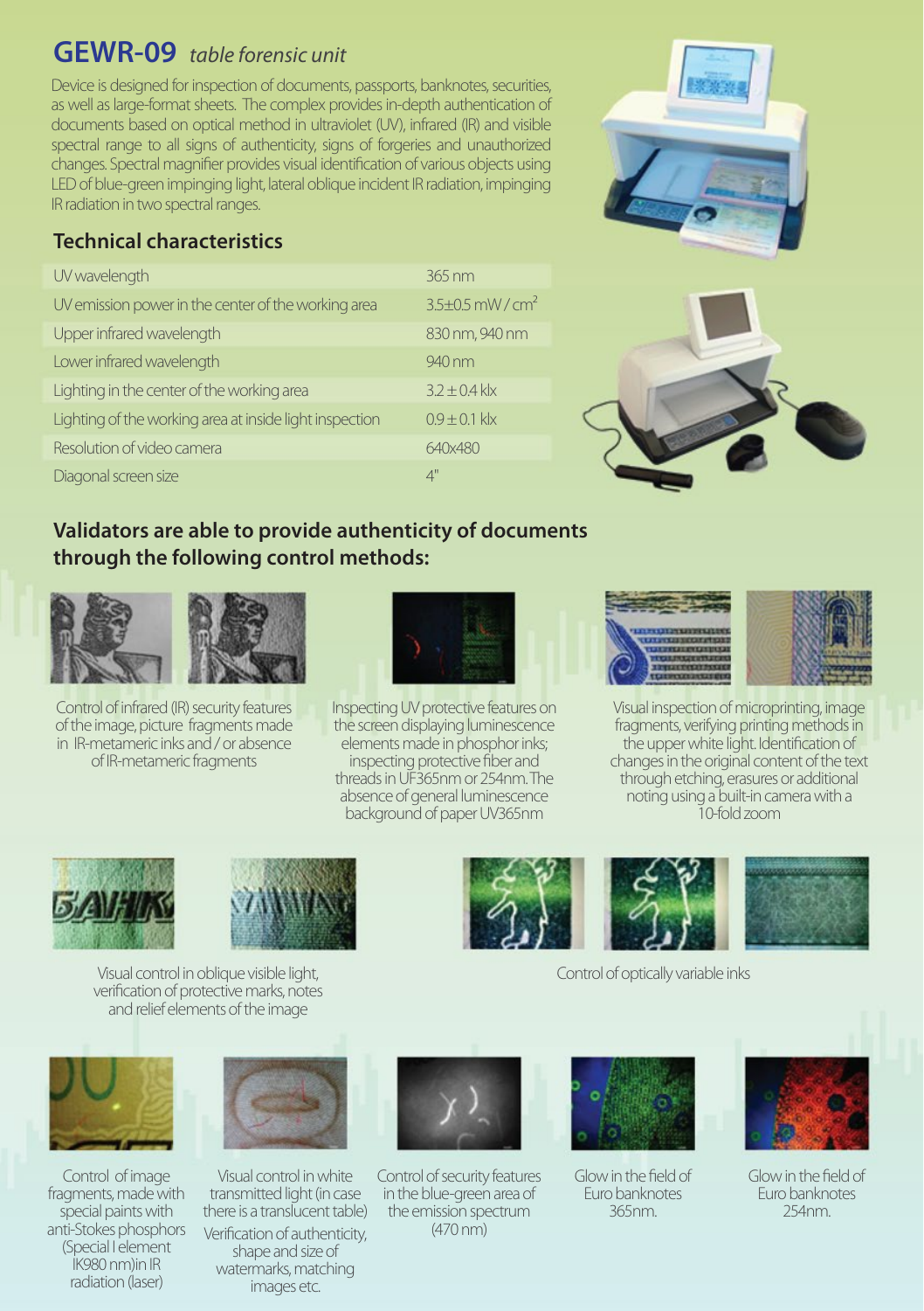# GEWR-09 *table forensic unit*

Device is designed for inspection of documents, passports, banknotes, securities, as well as large-format sheets. The complex provides in-depth authentication of documents based on optical method in ultraviolet (UV), infrared (IR) and visible spectral range to all signs of authenticity, signs of forgeries and unauthorized changes. Spectral magnifier provides visual identification of various objects using LED of blue-green impinging light, lateral oblique incident IR radiation, impinging IR radiation in two spectral ranges.

## Technical characteristics

| | |
|---|---|
| UV wavelength | 365 nm |
| UV emission power in the center of the working area | 3.5±0.5 mW / cm$^2$ |
| Upper infrared wavelength | 830 nm, 940 nm |
| Lower infrared wavelength | 940 nm |
| Lighting in the center of the working area | 3.2 ± 0.4 klx |
| Lighting of the working area at inside light inspection | 0.9 ± 0.1 klx |
| Resolution of video camera | 640x480 |
| Diagonal screen size | 4" |

## Validators are able to provide authenticity of documents through the following control methods:

Control of infrared (IR) security features of the image, picture fragments made in IR-metameric inks and / or absence of IR-metameric fragments

Inspecting UV protective features on the screen displaying luminescence elements made in phosphor inks; inspecting protective fiber and threads in UF365nm or 254nm. The absence of general luminescence background of paper UV365nm

Visual inspection of microprinting, image fragments, verifying printing methods in the upper white light. Identification of changes in the original content of the text through etching, erasures or additional noting using a built-in camera with a 10-fold zoom

Visual control in oblique visible light, verification of protective marks, notes and relief elements of the image

Control of optically variable inks

Control of image fragments, made with special paints with anti-Stokes phosphors (Special I element IK980 nm)in IR radiation (laser)

Visual control in white transmitted light (in case there is a translucent table) Verification of authenticity, shape and size of watermarks, matching images etc.

Control of security features in the blue-green area of the emission spectrum (470 nm)

Glow in the field of Euro banknotes 365nm.

Glow in the field of Euro banknotes 254nm.